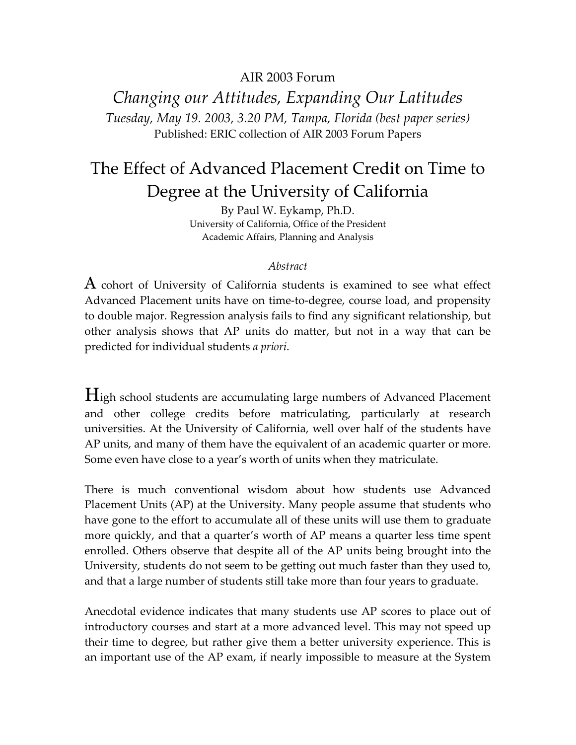AIR 2003 Forum

*Changing our Attitudes, Expanding Our Latitudes*

*Tuesday, May 19. 2003, 3.20 PM, Tampa, Florida (best paper series)*

Published: ERIC collection of AIR 2003 Forum Papers

# The Effect of Advanced Placement Credit on Time to Degree at the University of California

By Paul W. Eykamp, Ph.D.

University of California, Office of the President

Academic Affairs, Planning and Analysis

*Abstract*

A cohort of University of California students is examined to see what effect Advanced Placement units have on time-to-degree, course load, and propensity to double major. Regression analysis fails to find any significant relationship, but other analysis shows that AP units do matter, but not in a way that can be predicted for individual students *a priori*.

High school students are accumulating large numbers of Advanced Placement and other college credits before matriculating, particularly at research universities. At the University of California, well over half of the students have AP units, and many of them have the equivalent of an academic quarter or more. Some even have close to a year's worth of units when they matriculate.

There is much conventional wisdom about how students use Advanced Placement Units (AP) at the University. Many people assume that students who have gone to the effort to accumulate all of these units will use them to graduate more quickly, and that a quarter's worth of AP means a quarter less time spent enrolled. Others observe that despite all of the AP units being brought into the University, students do not seem to be getting out much faster than they used to, and that a large number of students still take more than four years to graduate.

Anecdotal evidence indicates that many students use AP scores to place out of introductory courses and start at a more advanced level. This may not speed up their time to degree, but rather give them a better university experience. This is an important use of the AP exam, if nearly impossible to measure at the System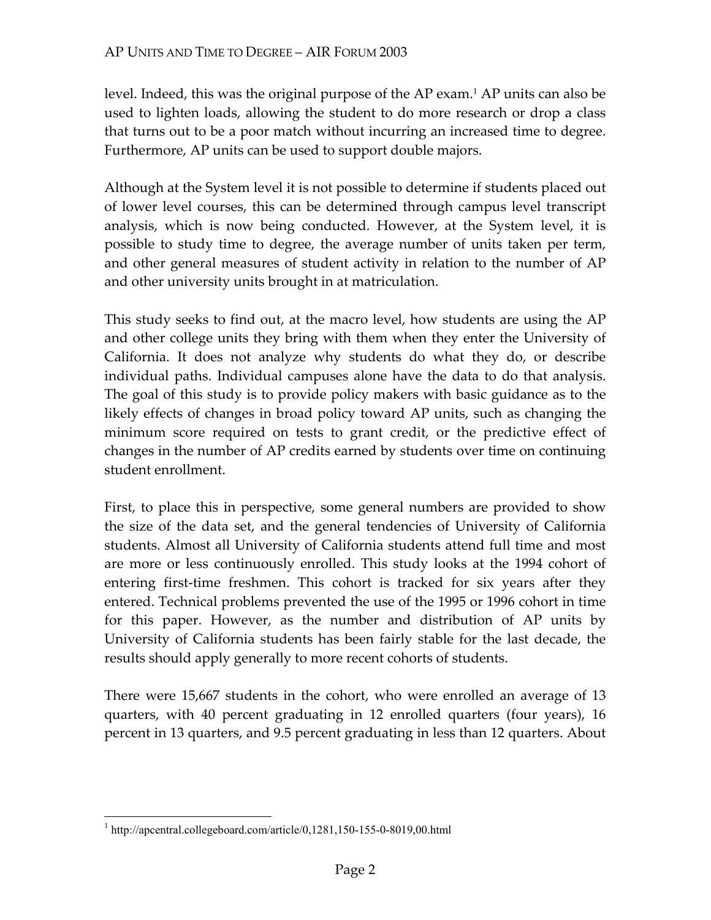level. Indeed, this was the original purpose of the AP exam.[1] AP units can also be used to lighten loads, allowing the student to do more research or drop a class that turns out to be a poor match without incurring an increased time to degree. Furthermore, AP units can be used to support double majors.

Although at the System level it is not possible to determine if students placed out of lower level courses, this can be determined through campus level transcript analysis, which is now being conducted. However, at the System level, it is possible to study time to degree, the average number of units taken per term, and other general measures of student activity in relation to the number of AP and other university units brought in at matriculation.

This study seeks to find out, at the macro level, how students are using the AP and other college units they bring with them when they enter the University of California. It does not analyze why students do what they do, or describe individual paths. Individual campuses alone have the data to do that analysis. The goal of this study is to provide policy makers with basic guidance as to the likely effects of changes in broad policy toward AP units, such as changing the minimum score required on tests to grant credit, or the predictive effect of changes in the number of AP credits earned by students over time on continuing student enrollment.

First, to place this in perspective, some general numbers are provided to show the size of the data set, and the general tendencies of University of California students. Almost all University of California students attend full time and most are more or less continuously enrolled. This study looks at the 1994 cohort of entering first-time freshmen. This cohort is tracked for six years after they entered. Technical problems prevented the use of the 1995 or 1996 cohort in time for this paper. However, as the number and distribution of AP units by University of California students has been fairly stable for the last decade, the results should apply generally to more recent cohorts of students.

There were 15,667 students in the cohort, who were enrolled an average of 13 quarters, with 40 percent graduating in 12 enrolled quarters (four years), 16 percent in 13 quarters, and 9.5 percent graduating in less than 12 quarters. About

[1] http://apcentral.collegeboard.com/article/0,1281,150-155-0-8019,00.html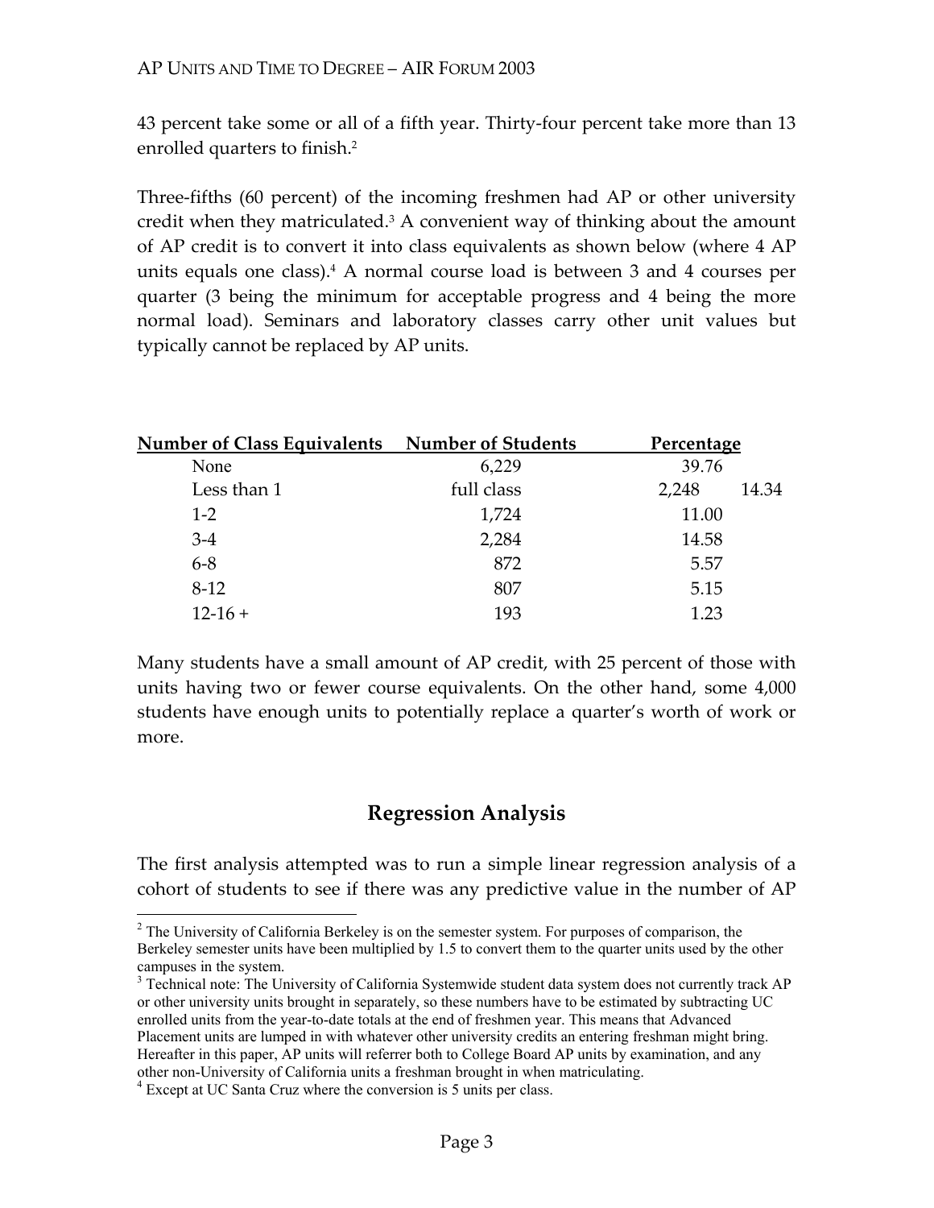43 percent take some or all of a fifth year. Thirty-four percent take more than 13 enrolled quarters to finish.[2]

Three-fifths (60 percent) of the incoming freshmen had AP or other university credit when they matriculated.[3] A convenient way of thinking about the amount of AP credit is to convert it into class equivalents as shown below (where 4 AP units equals one class).[4] A normal course load is between 3 and 4 courses per quarter (3 being the minimum for acceptable progress and 4 being the more normal load). Seminars and laboratory classes carry other unit values but typically cannot be replaced by AP units.

| Number of Class Equivalents | Number of Students | Percentage |
|---|---|---|
| None | 6,229 | 39.76 |
| Less than 1 full class | 2,248 | 14.34 |
| 1-2 | 1,724 | 11.00 |
| 3-4 | 2,284 | 14.58 |
| 6-8 | 872 | 5.57 |
| 8-12 | 807 | 5.15 |
| 12-16 + | 193 | 1.23 |

Many students have a small amount of AP credit, with 25 percent of those with units having two or fewer course equivalents. On the other hand, some 4,000 students have enough units to potentially replace a quarter's worth of work or more.

## Regression Analysis

The first analysis attempted was to run a simple linear regression analysis of a cohort of students to see if there was any predictive value in the number of AP

---

[2] The University of California Berkeley is on the semester system. For purposes of comparison, the Berkeley semester units have been multiplied by 1.5 to convert them to the quarter units used by the other campuses in the system.

[3] Technical note: The University of California Systemwide student data system does not currently track AP or other university units brought in separately, so these numbers have to be estimated by subtracting UC enrolled units from the year-to-date totals at the end of freshmen year. This means that Advanced Placement units are lumped in with whatever other university credits an entering freshman might bring. Hereafter in this paper, AP units will referrer both to College Board AP units by examination, and any other non-University of California units a freshman brought in when matriculating.

[4] Except at UC Santa Cruz where the conversion is 5 units per class.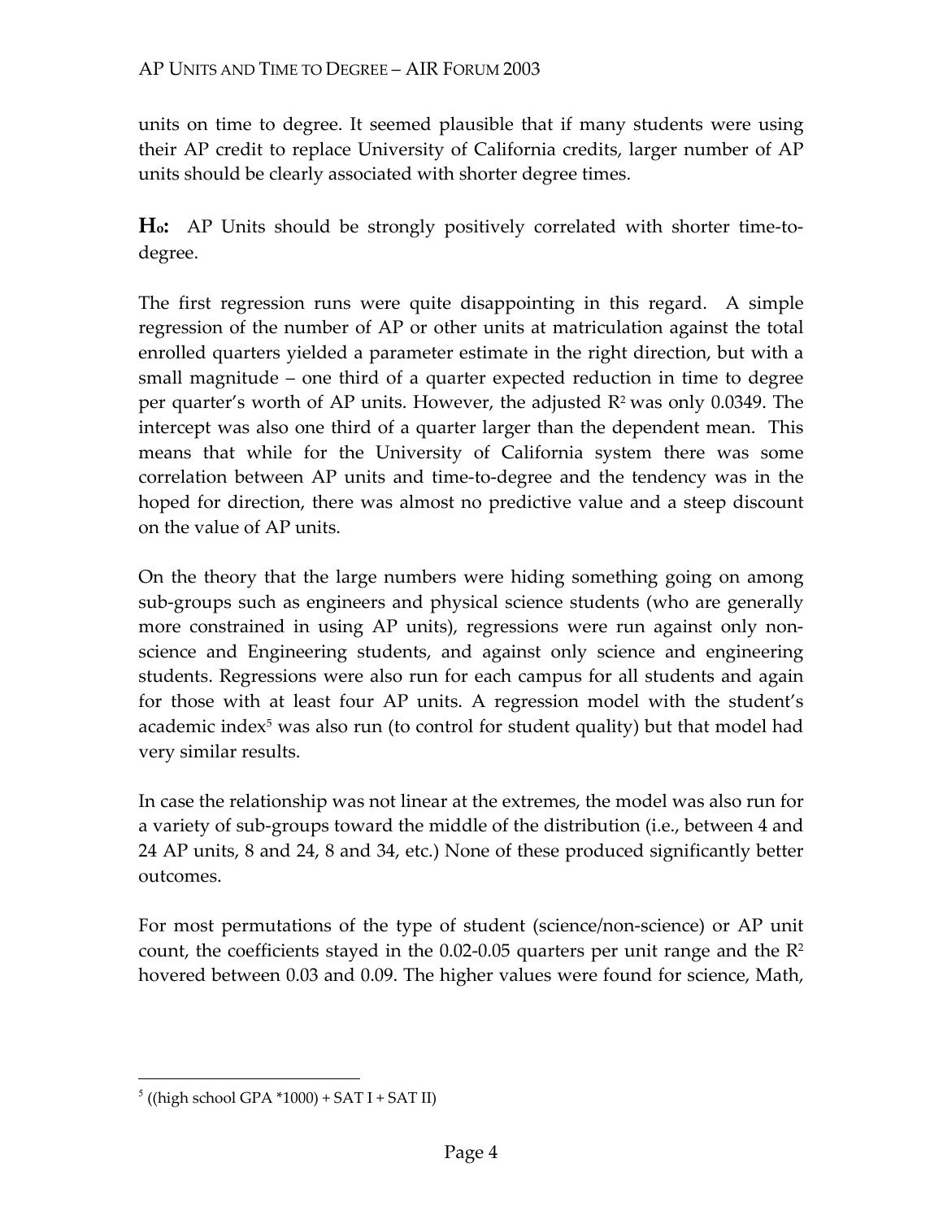units on time to degree. It seemed plausible that if many students were using their AP credit to replace University of California credits, larger number of AP units should be clearly associated with shorter degree times.

**$H_0$:** AP Units should be strongly positively correlated with shorter time-to-degree.

The first regression runs were quite disappointing in this regard. A simple regression of the number of AP or other units at matriculation against the total enrolled quarters yielded a parameter estimate in the right direction, but with a small magnitude – one third of a quarter expected reduction in time to degree per quarter's worth of AP units. However, the adjusted $R^2$ was only 0.0349. The intercept was also one third of a quarter larger than the dependent mean. This means that while for the University of California system there was some correlation between AP units and time-to-degree and the tendency was in the hoped for direction, there was almost no predictive value and a steep discount on the value of AP units.

On the theory that the large numbers were hiding something going on among sub-groups such as engineers and physical science students (who are generally more constrained in using AP units), regressions were run against only non-science and Engineering students, and against only science and engineering students. Regressions were also run for each campus for all students and again for those with at least four AP units. A regression model with the student's academic index[5] was also run (to control for student quality) but that model had very similar results.

In case the relationship was not linear at the extremes, the model was also run for a variety of sub-groups toward the middle of the distribution (i.e., between 4 and 24 AP units, 8 and 24, 8 and 34, etc.) None of these produced significantly better outcomes.

For most permutations of the type of student (science/non-science) or AP unit count, the coefficients stayed in the 0.02-0.05 quarters per unit range and the $R^2$ hovered between 0.03 and 0.09. The higher values were found for science, Math,

---

[5] ((high school GPA *1000) + SAT I + SAT II)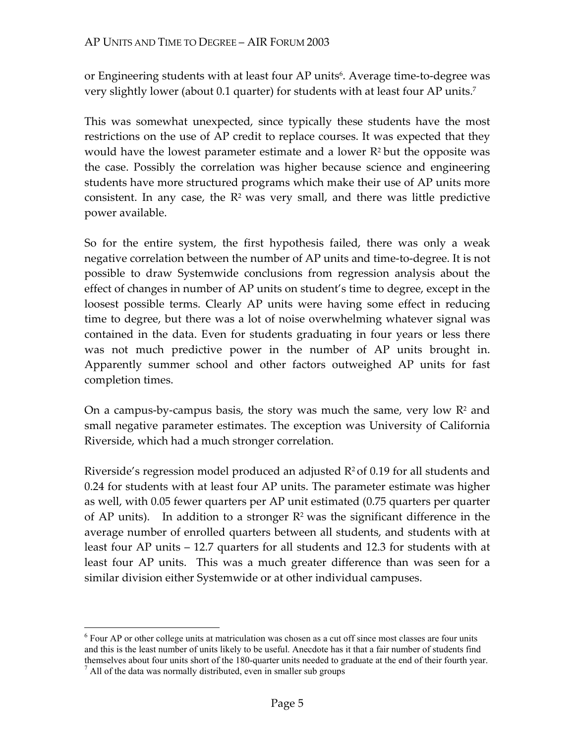or Engineering students with at least four AP units[6]. Average time-to-degree was very slightly lower (about 0.1 quarter) for students with at least four AP units.[7]

This was somewhat unexpected, since typically these students have the most restrictions on the use of AP credit to replace courses. It was expected that they would have the lowest parameter estimate and a lower $R^2$ but the opposite was the case. Possibly the correlation was higher because science and engineering students have more structured programs which make their use of AP units more consistent. In any case, the $R^2$ was very small, and there was little predictive power available.

So for the entire system, the first hypothesis failed, there was only a weak negative correlation between the number of AP units and time-to-degree. It is not possible to draw Systemwide conclusions from regression analysis about the effect of changes in number of AP units on student's time to degree, except in the loosest possible terms. Clearly AP units were having some effect in reducing time to degree, but there was a lot of noise overwhelming whatever signal was contained in the data. Even for students graduating in four years or less there was not much predictive power in the number of AP units brought in. Apparently summer school and other factors outweighed AP units for fast completion times.

On a campus-by-campus basis, the story was much the same, very low $R^2$ and small negative parameter estimates. The exception was University of California Riverside, which had a much stronger correlation.

Riverside's regression model produced an adjusted $R^2$ of 0.19 for all students and 0.24 for students with at least four AP units. The parameter estimate was higher as well, with 0.05 fewer quarters per AP unit estimated (0.75 quarters per quarter of AP units). In addition to a stronger $R^2$ was the significant difference in the average number of enrolled quarters between all students, and students with at least four AP units – 12.7 quarters for all students and 12.3 for students with at least four AP units. This was a much greater difference than was seen for a similar division either Systemwide or at other individual campuses.

---

[6] Four AP or other college units at matriculation was chosen as a cut off since most classes are four units and this is the least number of units likely to be useful. Anecdote has it that a fair number of students find themselves about four units short of the 180-quarter units needed to graduate at the end of their fourth year.

[7] All of the data was normally distributed, even in smaller sub groups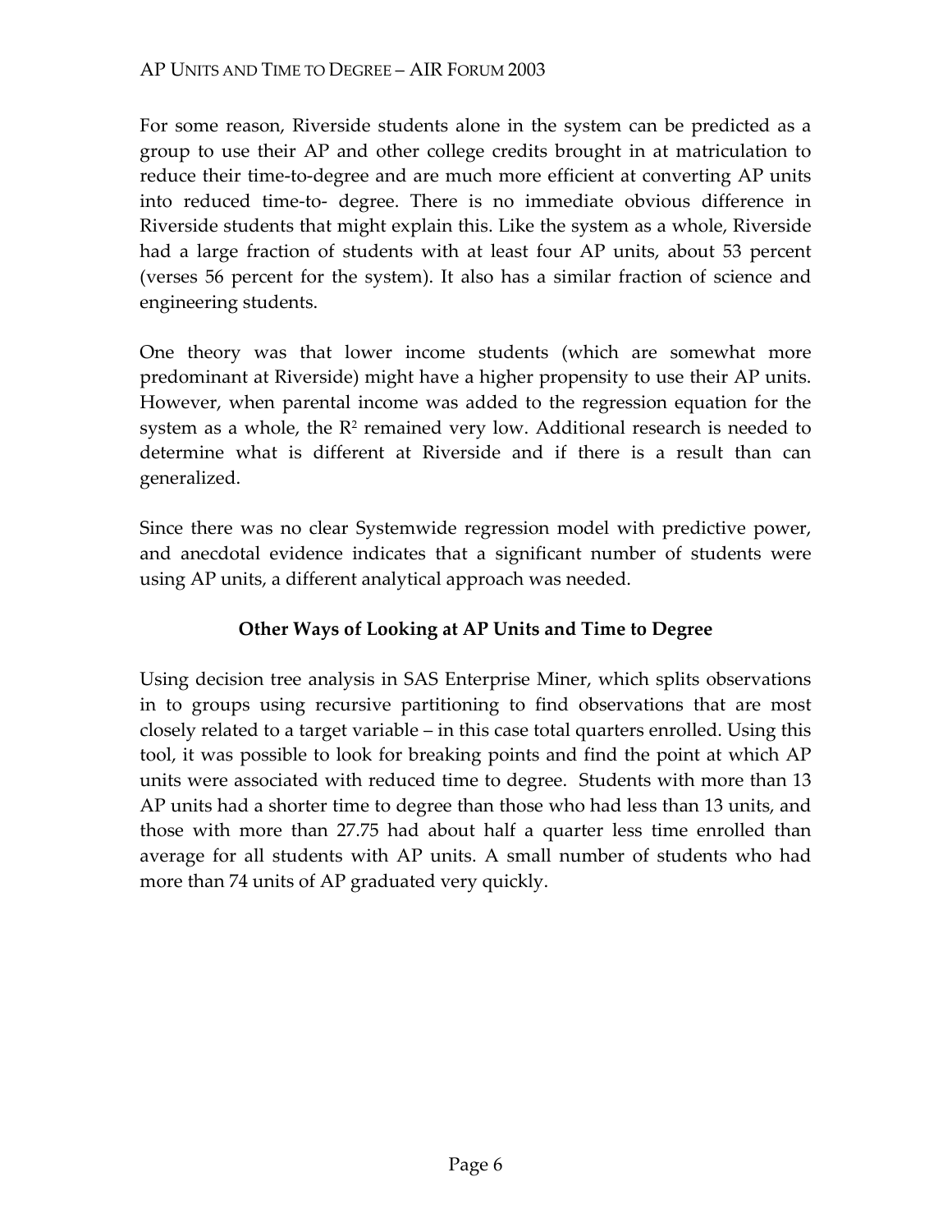For some reason, Riverside students alone in the system can be predicted as a group to use their AP and other college credits brought in at matriculation to reduce their time-to-degree and are much more efficient at converting AP units into reduced time-to- degree. There is no immediate obvious difference in Riverside students that might explain this. Like the system as a whole, Riverside had a large fraction of students with at least four AP units, about 53 percent (verses 56 percent for the system). It also has a similar fraction of science and engineering students.

One theory was that lower income students (which are somewhat more predominant at Riverside) might have a higher propensity to use their AP units. However, when parental income was added to the regression equation for the system as a whole, the $R^2$ remained very low. Additional research is needed to determine what is different at Riverside and if there is a result than can generalized.

Since there was no clear Systemwide regression model with predictive power, and anecdotal evidence indicates that a significant number of students were using AP units, a different analytical approach was needed.

## Other Ways of Looking at AP Units and Time to Degree

Using decision tree analysis in SAS Enterprise Miner, which splits observations in to groups using recursive partitioning to find observations that are most closely related to a target variable – in this case total quarters enrolled. Using this tool, it was possible to look for breaking points and find the point at which AP units were associated with reduced time to degree. Students with more than 13 AP units had a shorter time to degree than those who had less than 13 units, and those with more than 27.75 had about half a quarter less time enrolled than average for all students with AP units. A small number of students who had more than 74 units of AP graduated very quickly.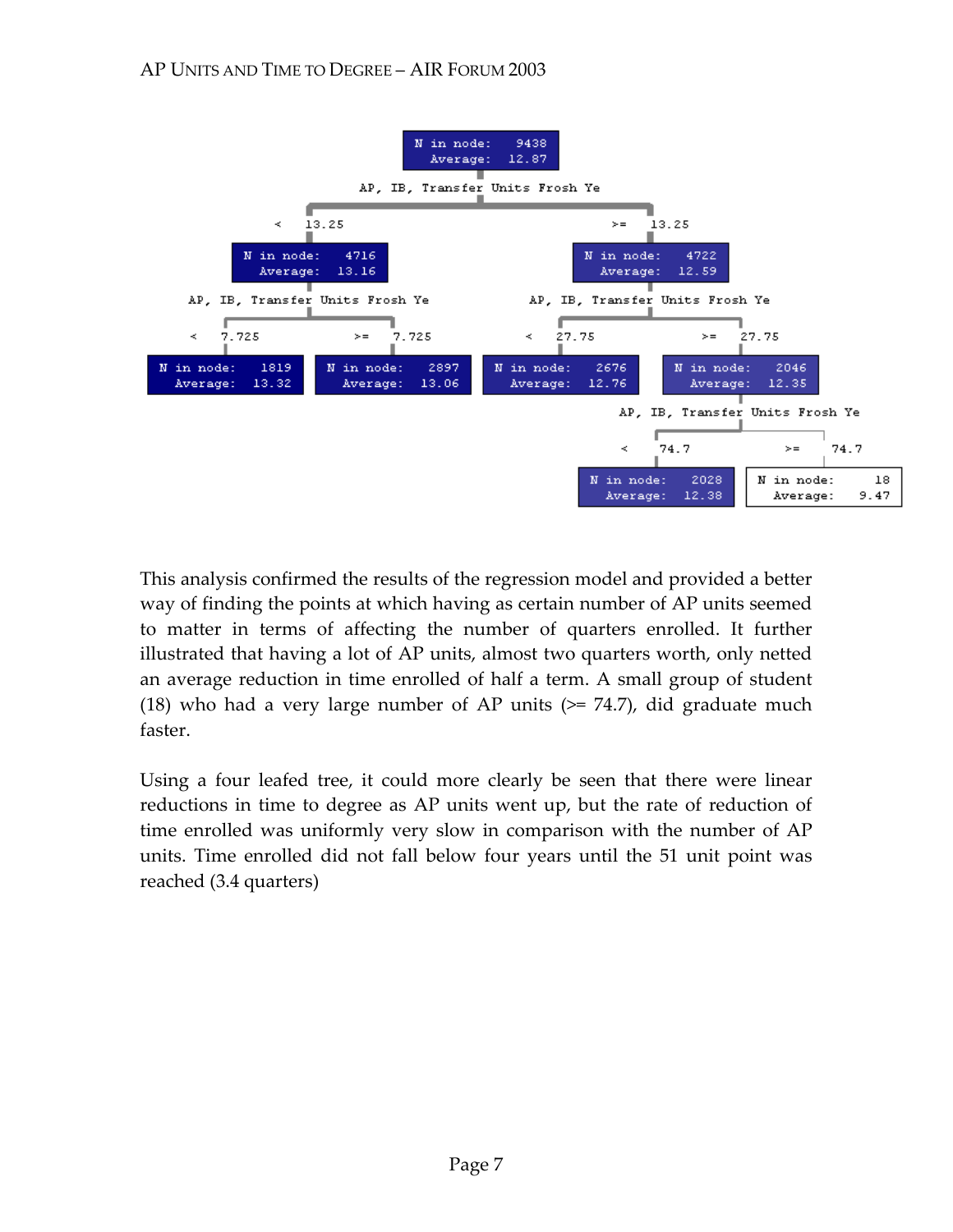- N in node: 9438, Average: 12.87
  - AP, IB, Transfer Units Frosh Ye
    - < 13.25: N in node: 4716, Average: 13.16
      - AP, IB, Transfer Units Frosh Ye
        - < 7.725: N in node: 1819, Average: 13.32
        - >= 7.725: N in node: 2897, Average: 13.06
    - >= 13.25: N in node: 4722, Average: 12.59
      - AP, IB, Transfer Units Frosh Ye
        - < 27.75: N in node: 2676, Average: 12.76
        - >= 27.75: N in node: 2046, Average: 12.35
          - AP, IB, Transfer Units Frosh Ye
            - < 74.7: N in node: 2028, Average: 12.38
            - >= 74.7: N in node: 18, Average: 9.47

This analysis confirmed the results of the regression model and provided a better way of finding the points at which having as certain number of AP units seemed to matter in terms of affecting the number of quarters enrolled. It further illustrated that having a lot of AP units, almost two quarters worth, only netted an average reduction in time enrolled of half a term. A small group of student (18) who had a very large number of AP units (>= 74.7), did graduate much faster.

Using a four leafed tree, it could more clearly be seen that there were linear reductions in time to degree as AP units went up, but the rate of reduction of time enrolled was uniformly very slow in comparison with the number of AP units. Time enrolled did not fall below four years until the 51 unit point was reached (3.4 quarters)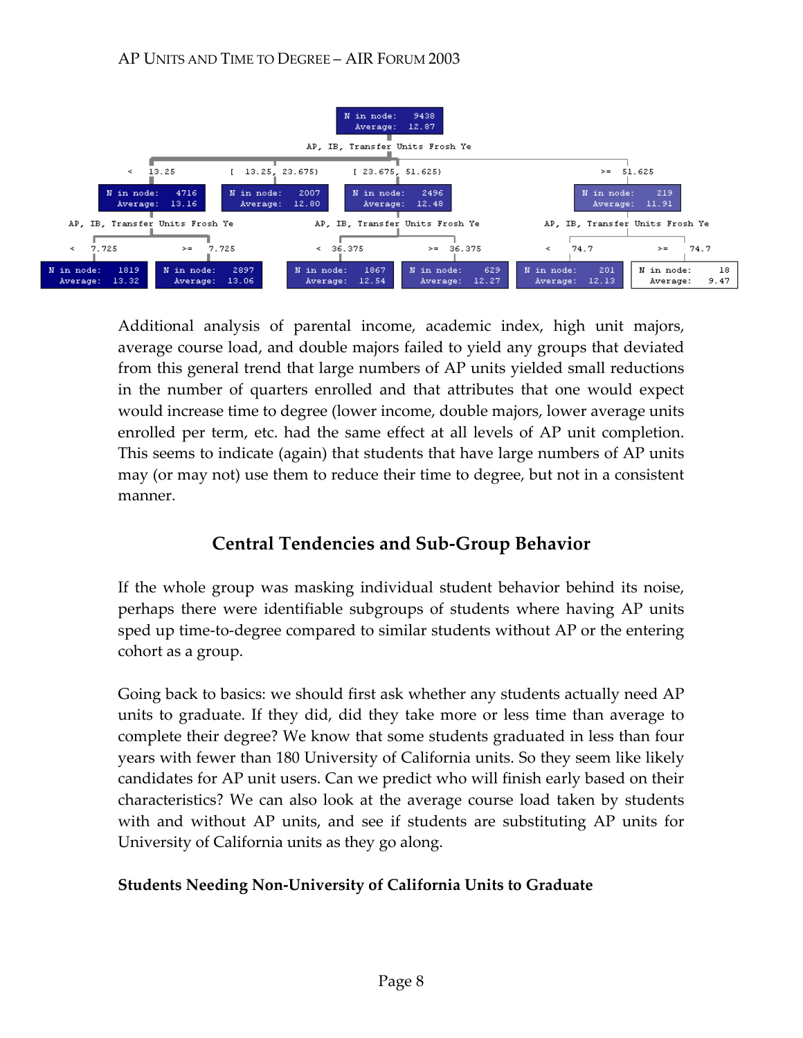```
                                N in node: 9438
                                Average: 12.87
                          AP, IB, Transfer Units Frosh Ye

< 13.25               [ 13.25, 23.675)      [ 23.675, 51.625)        >= 51.625
N in node: 4716       N in node: 2007       N in node: 2496          N in node: 219
Average: 13.16        Average: 12.80        Average: 12.48           Average: 11.91

AP, IB, Transfer Units Frosh Ye             AP, IB, Transfer Units Frosh Ye     AP, IB, Transfer Units Frosh Ye
< 7.725              >= 7.725               < 36.375        >= 36.375           < 74.7          >= 74.7
N in node: 1819      N in node: 2897        N in node: 1867 N in node: 629      N in node: 201  N in node: 18
Average: 13.32       Average: 13.06         Average: 12.54  Average: 12.27      Average: 12.13  Average: 9.47
```

Additional analysis of parental income, academic index, high unit majors, average course load, and double majors failed to yield any groups that deviated from this general trend that large numbers of AP units yielded small reductions in the number of quarters enrolled and that attributes that one would expect would increase time to degree (lower income, double majors, lower average units enrolled per term, etc. had the same effect at all levels of AP unit completion. This seems to indicate (again) that students that have large numbers of AP units may (or may not) use them to reduce their time to degree, but not in a consistent manner.

## Central Tendencies and Sub-Group Behavior

If the whole group was masking individual student behavior behind its noise, perhaps there were identifiable subgroups of students where having AP units sped up time-to-degree compared to similar students without AP or the entering cohort as a group.

Going back to basics: we should first ask whether any students actually need AP units to graduate. If they did, did they take more or less time than average to complete their degree? We know that some students graduated in less than four years with fewer than 180 University of California units. So they seem like likely candidates for AP unit users. Can we predict who will finish early based on their characteristics? We can also look at the average course load taken by students with and without AP units, and see if students are substituting AP units for University of California units as they go along.

### Students Needing Non-University of California Units to Graduate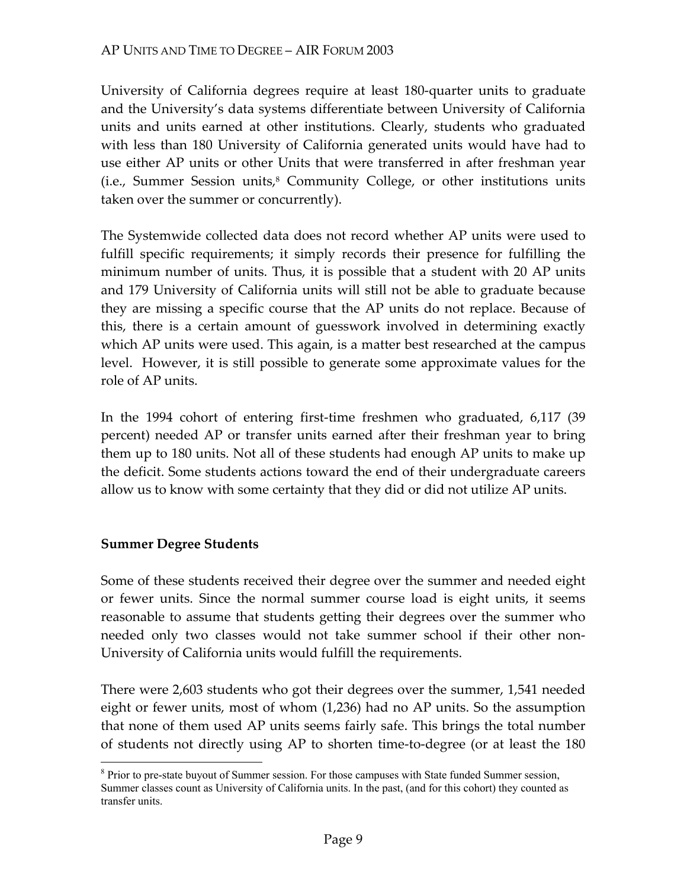University of California degrees require at least 180-quarter units to graduate and the University's data systems differentiate between University of California units and units earned at other institutions. Clearly, students who graduated with less than 180 University of California generated units would have had to use either AP units or other Units that were transferred in after freshman year (i.e., Summer Session units,[8] Community College, or other institutions units taken over the summer or concurrently).

The Systemwide collected data does not record whether AP units were used to fulfill specific requirements; it simply records their presence for fulfilling the minimum number of units. Thus, it is possible that a student with 20 AP units and 179 University of California units will still not be able to graduate because they are missing a specific course that the AP units do not replace. Because of this, there is a certain amount of guesswork involved in determining exactly which AP units were used. This again, is a matter best researched at the campus level. However, it is still possible to generate some approximate values for the role of AP units.

In the 1994 cohort of entering first-time freshmen who graduated, 6,117 (39 percent) needed AP or transfer units earned after their freshman year to bring them up to 180 units. Not all of these students had enough AP units to make up the deficit. Some students actions toward the end of their undergraduate careers allow us to know with some certainty that they did or did not utilize AP units.

**Summer Degree Students**

Some of these students received their degree over the summer and needed eight or fewer units. Since the normal summer course load is eight units, it seems reasonable to assume that students getting their degrees over the summer who needed only two classes would not take summer school if their other non-University of California units would fulfill the requirements.

There were 2,603 students who got their degrees over the summer, 1,541 needed eight or fewer units, most of whom (1,236) had no AP units. So the assumption that none of them used AP units seems fairly safe. This brings the total number of students not directly using AP to shorten time-to-degree (or at least the 180

[8] Prior to pre-state buyout of Summer session. For those campuses with State funded Summer session, Summer classes count as University of California units. In the past, (and for this cohort) they counted as transfer units.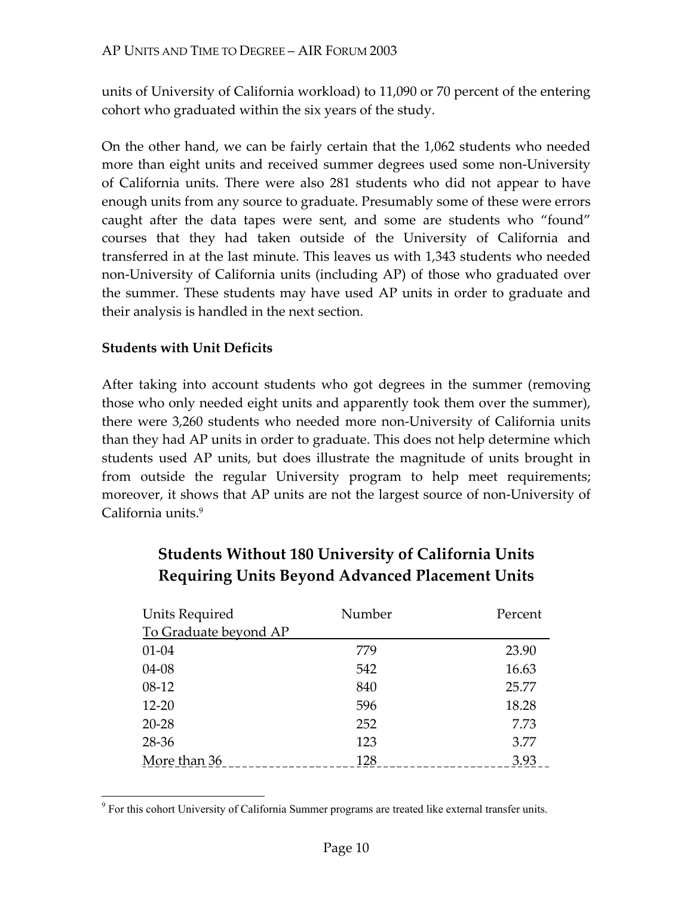units of University of California workload) to 11,090 or 70 percent of the entering cohort who graduated within the six years of the study.

On the other hand, we can be fairly certain that the 1,062 students who needed more than eight units and received summer degrees used some non-University of California units. There were also 281 students who did not appear to have enough units from any source to graduate. Presumably some of these were errors caught after the data tapes were sent, and some are students who "found" courses that they had taken outside of the University of California and transferred in at the last minute. This leaves us with 1,343 students who needed non-University of California units (including AP) of those who graduated over the summer. These students may have used AP units in order to graduate and their analysis is handled in the next section.

### Students with Unit Deficits

After taking into account students who got degrees in the summer (removing those who only needed eight units and apparently took them over the summer), there were 3,260 students who needed more non-University of California units than they had AP units in order to graduate. This does not help determine which students used AP units, but does illustrate the magnitude of units brought in from outside the regular University program to help meet requirements; moreover, it shows that AP units are not the largest source of non-University of California units.[9]

## Students Without 180 University of California Units Requiring Units Beyond Advanced Placement Units

| Units Required To Graduate beyond AP | Number | Percent |
|---|---|---|
| 01-04 | 779 | 23.90 |
| 04-08 | 542 | 16.63 |
| 08-12 | 840 | 25.77 |
| 12-20 | 596 | 18.28 |
| 20-28 | 252 | 7.73 |
| 28-36 | 123 | 3.77 |
| More than 36 | 128 | 3.93 |

[9] For this cohort University of California Summer programs are treated like external transfer units.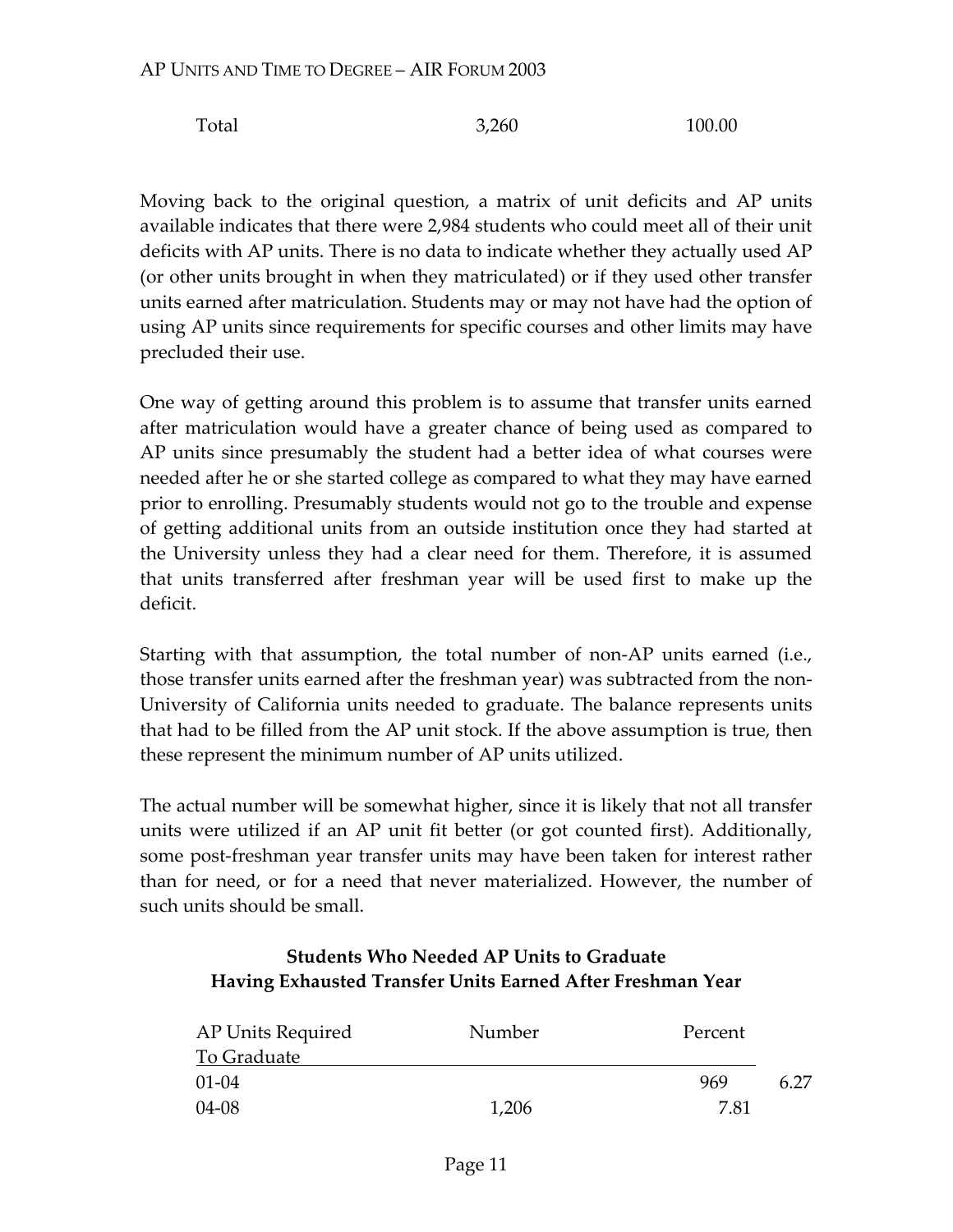| | | |
|---|---|---|
| Total | 3,260 | 100.00 |

Moving back to the original question, a matrix of unit deficits and AP units available indicates that there were 2,984 students who could meet all of their unit deficits with AP units. There is no data to indicate whether they actually used AP (or other units brought in when they matriculated) or if they used other transfer units earned after matriculation. Students may or may not have had the option of using AP units since requirements for specific courses and other limits may have precluded their use.

One way of getting around this problem is to assume that transfer units earned after matriculation would have a greater chance of being used as compared to AP units since presumably the student had a better idea of what courses were needed after he or she started college as compared to what they may have earned prior to enrolling. Presumably students would not go to the trouble and expense of getting additional units from an outside institution once they had started at the University unless they had a clear need for them. Therefore, it is assumed that units transferred after freshman year will be used first to make up the deficit.

Starting with that assumption, the total number of non-AP units earned (i.e., those transfer units earned after the freshman year) was subtracted from the non-University of California units needed to graduate. The balance represents units that had to be filled from the AP unit stock. If the above assumption is true, then these represent the minimum number of AP units utilized.

The actual number will be somewhat higher, since it is likely that not all transfer units were utilized if an AP unit fit better (or got counted first). Additionally, some post-freshman year transfer units may have been taken for interest rather than for need, or for a need that never materialized. However, the number of such units should be small.

**Students Who Needed AP Units to Graduate**
**Having Exhausted Transfer Units Earned After Freshman Year**

| AP Units Required To Graduate | Number | Percent |
|---|---|---|
| 01-04 | 969 | 6.27 |
| 04-08 | 1,206 | 7.81 |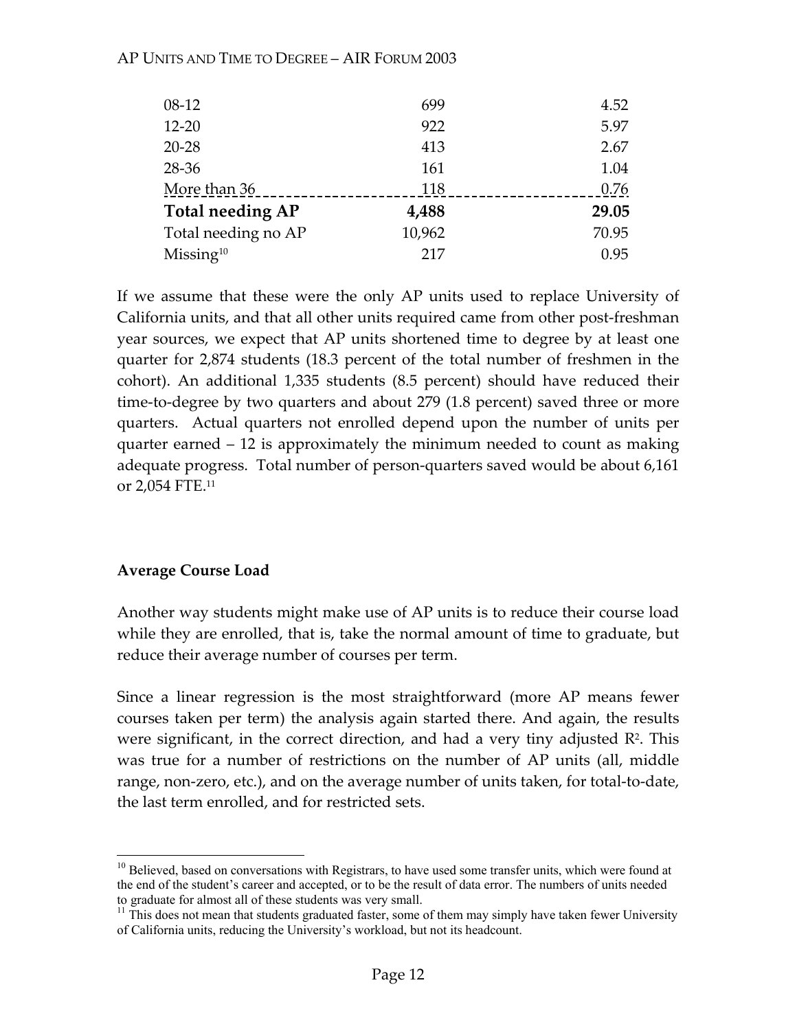| | | |
|---|---|---|
| 08-12 | 699 | 4.52 |
| 12-20 | 922 | 5.97 |
| 20-28 | 413 | 2.67 |
| 28-36 | 161 | 1.04 |
| More than 36 | 118 | 0.76 |
| **Total needing AP** | **4,488** | **29.05** |
| Total needing no AP | 10,962 | 70.95 |
| Missing[10] | 217 | 0.95 |

If we assume that these were the only AP units used to replace University of California units, and that all other units required came from other post-freshman year sources, we expect that AP units shortened time to degree by at least one quarter for 2,874 students (18.3 percent of the total number of freshmen in the cohort). An additional 1,335 students (8.5 percent) should have reduced their time-to-degree by two quarters and about 279 (1.8 percent) saved three or more quarters. Actual quarters not enrolled depend upon the number of units per quarter earned – 12 is approximately the minimum needed to count as making adequate progress. Total number of person-quarters saved would be about 6,161 or 2,054 FTE.[11]

### Average Course Load

Another way students might make use of AP units is to reduce their course load while they are enrolled, that is, take the normal amount of time to graduate, but reduce their average number of courses per term.

Since a linear regression is the most straightforward (more AP means fewer courses taken per term) the analysis again started there. And again, the results were significant, in the correct direction, and had a very tiny adjusted $R^2$. This was true for a number of restrictions on the number of AP units (all, middle range, non-zero, etc.), and on the average number of units taken, for total-to-date, the last term enrolled, and for restricted sets.

---

[10] Believed, based on conversations with Registrars, to have used some transfer units, which were found at the end of the student's career and accepted, or to be the result of data error. The numbers of units needed to graduate for almost all of these students was very small.

[11] This does not mean that students graduated faster, some of them may simply have taken fewer University of California units, reducing the University's workload, but not its headcount.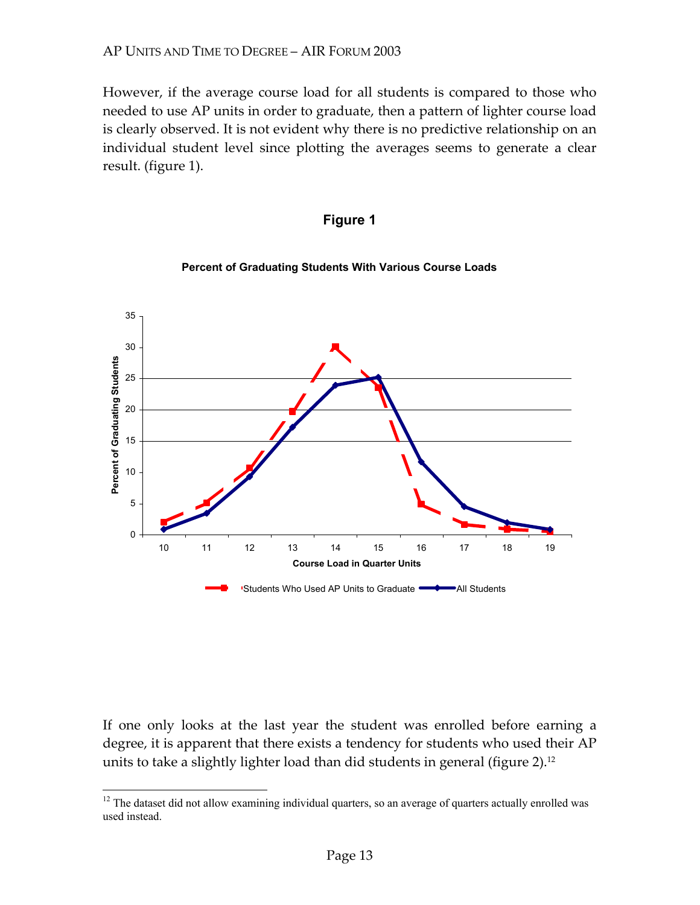However, if the average course load for all students is compared to those who needed to use AP units in order to graduate, then a pattern of lighter course load is clearly observed. It is not evident why there is no predictive relationship on an individual student level since plotting the averages seems to generate a clear result. (figure 1).

**Figure 1**

**Percent of Graduating Students With Various Course Loads**

If one only looks at the last year the student was enrolled before earning a degree, it is apparent that there exists a tendency for students who used their AP units to take a slightly lighter load than did students in general (figure 2).[12]

[12] The dataset did not allow examining individual quarters, so an average of quarters actually enrolled was used instead.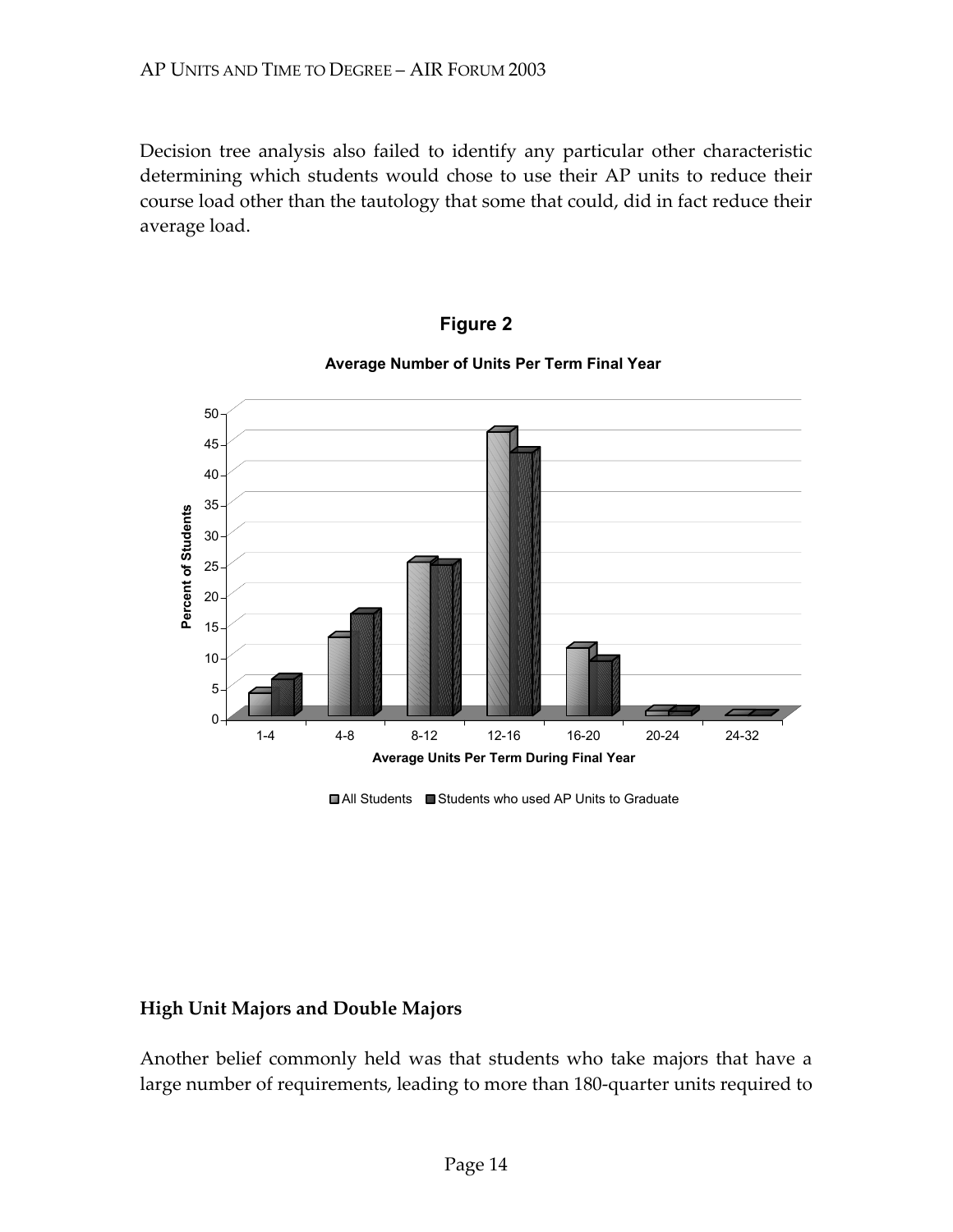Decision tree analysis also failed to identify any particular other characteristic determining which students would chose to use their AP units to reduce their course load other than the tautology that some that could, did in fact reduce their average load.

**Figure 2**

**Average Number of Units Per Term Final Year**

## High Unit Majors and Double Majors

Another belief commonly held was that students who take majors that have a large number of requirements, leading to more than 180-quarter units required to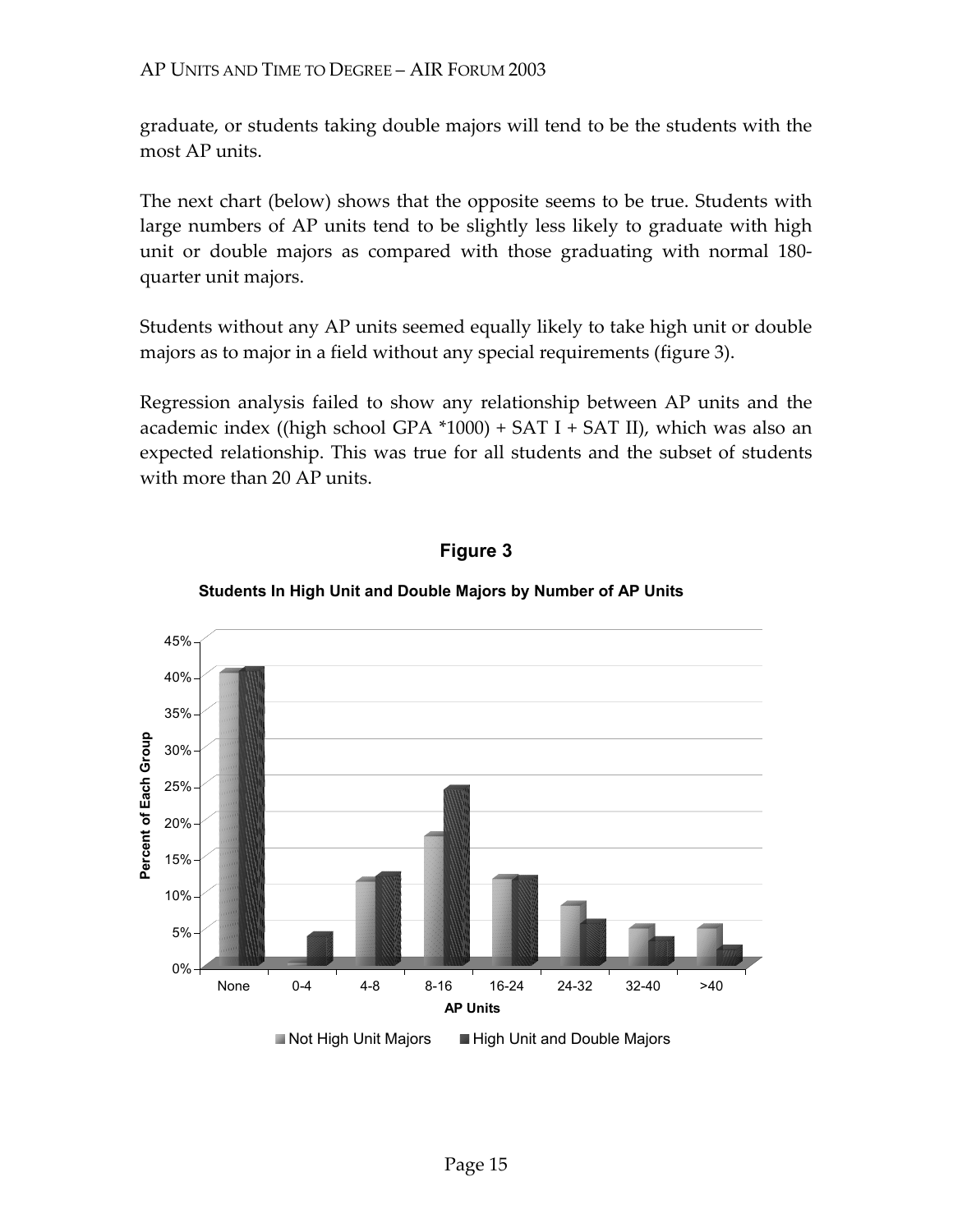graduate, or students taking double majors will tend to be the students with the most AP units.

The next chart (below) shows that the opposite seems to be true. Students with large numbers of AP units tend to be slightly less likely to graduate with high unit or double majors as compared with those graduating with normal 180-quarter unit majors.

Students without any AP units seemed equally likely to take high unit or double majors as to major in a field without any special requirements (figure 3).

Regression analysis failed to show any relationship between AP units and the academic index ((high school GPA *1000) + SAT I + SAT II), which was also an expected relationship. This was true for all students and the subset of students with more than 20 AP units.

**Figure 3**

**Students In High Unit and Double Majors by Number of AP Units**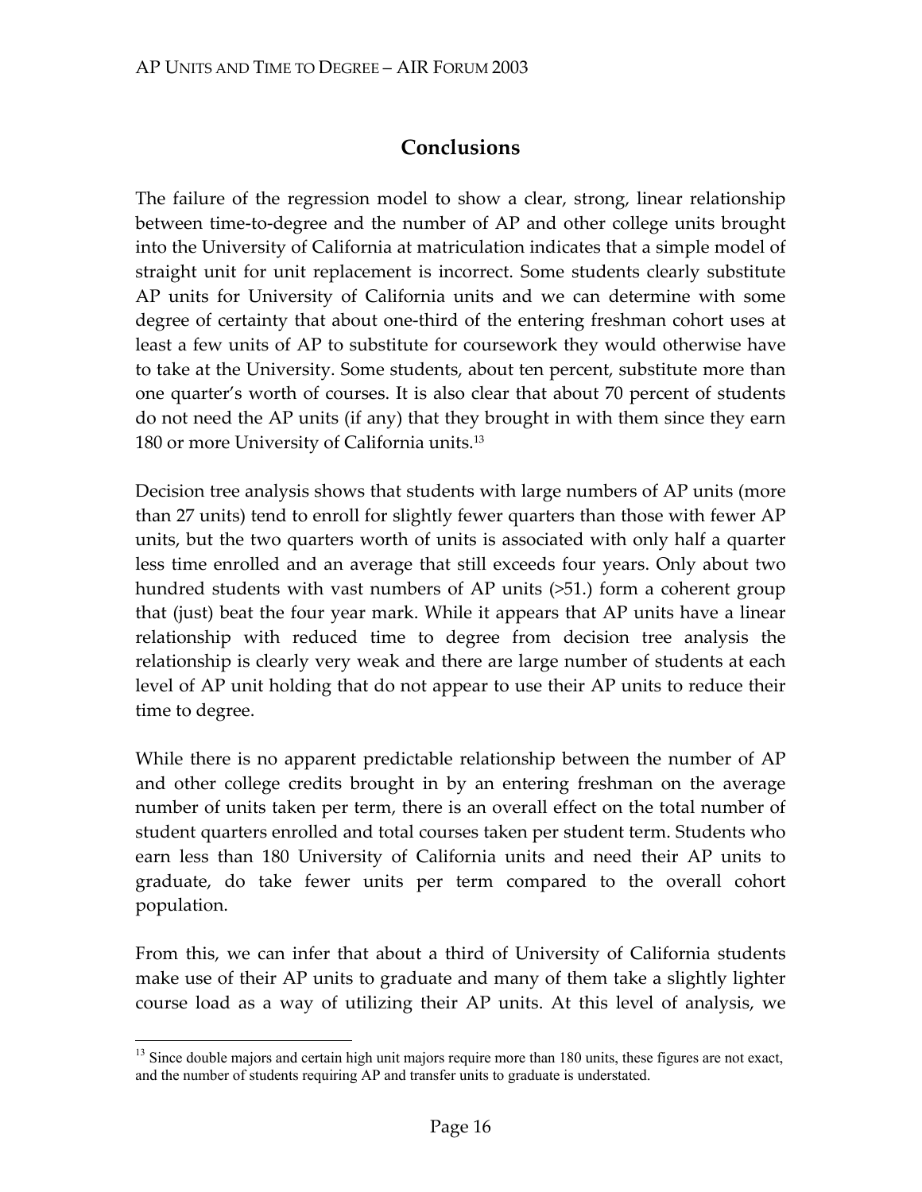## Conclusions

The failure of the regression model to show a clear, strong, linear relationship between time-to-degree and the number of AP and other college units brought into the University of California at matriculation indicates that a simple model of straight unit for unit replacement is incorrect. Some students clearly substitute AP units for University of California units and we can determine with some degree of certainty that about one-third of the entering freshman cohort uses at least a few units of AP to substitute for coursework they would otherwise have to take at the University. Some students, about ten percent, substitute more than one quarter's worth of courses. It is also clear that about 70 percent of students do not need the AP units (if any) that they brought in with them since they earn 180 or more University of California units.[13]

Decision tree analysis shows that students with large numbers of AP units (more than 27 units) tend to enroll for slightly fewer quarters than those with fewer AP units, but the two quarters worth of units is associated with only half a quarter less time enrolled and an average that still exceeds four years. Only about two hundred students with vast numbers of AP units (>51.) form a coherent group that (just) beat the four year mark. While it appears that AP units have a linear relationship with reduced time to degree from decision tree analysis the relationship is clearly very weak and there are large number of students at each level of AP unit holding that do not appear to use their AP units to reduce their time to degree.

While there is no apparent predictable relationship between the number of AP and other college credits brought in by an entering freshman on the average number of units taken per term, there is an overall effect on the total number of student quarters enrolled and total courses taken per student term. Students who earn less than 180 University of California units and need their AP units to graduate, do take fewer units per term compared to the overall cohort population.

From this, we can infer that about a third of University of California students make use of their AP units to graduate and many of them take a slightly lighter course load as a way of utilizing their AP units. At this level of analysis, we

[13] Since double majors and certain high unit majors require more than 180 units, these figures are not exact, and the number of students requiring AP and transfer units to graduate is understated.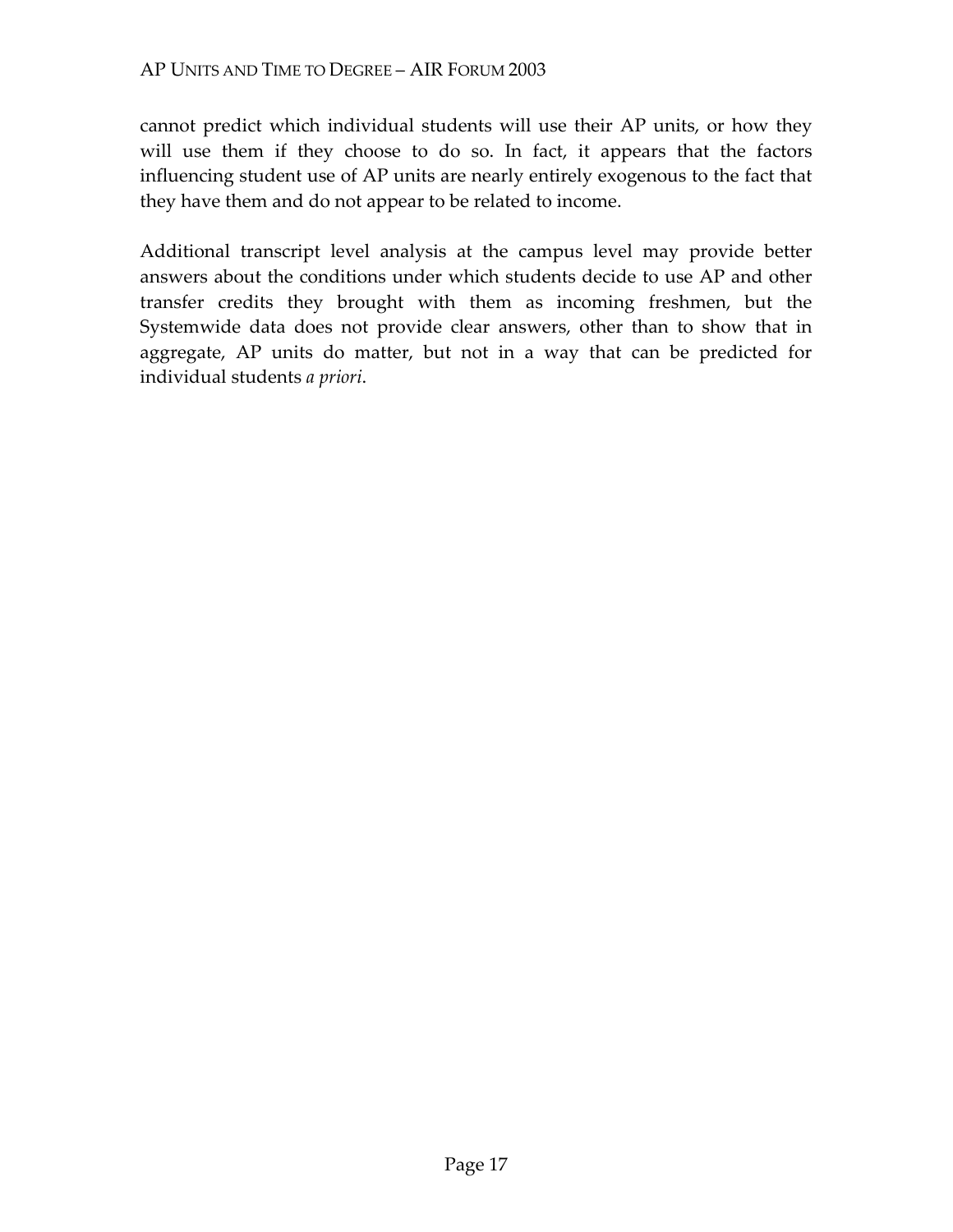cannot predict which individual students will use their AP units, or how they will use them if they choose to do so. In fact, it appears that the factors influencing student use of AP units are nearly entirely exogenous to the fact that they have them and do not appear to be related to income.

Additional transcript level analysis at the campus level may provide better answers about the conditions under which students decide to use AP and other transfer credits they brought with them as incoming freshmen, but the Systemwide data does not provide clear answers, other than to show that in aggregate, AP units do matter, but not in a way that can be predicted for individual students *a priori*.